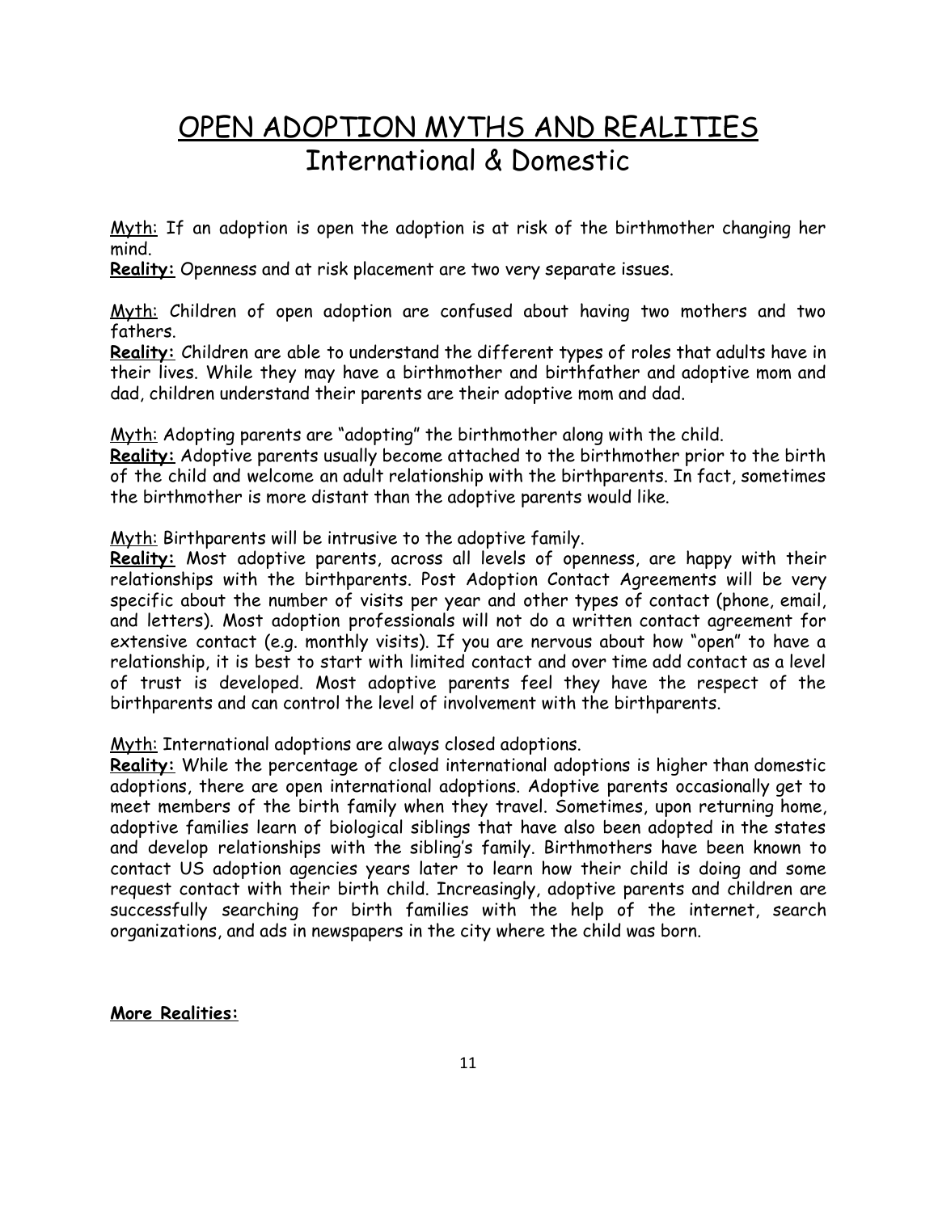# OPEN ADOPTION MYTHS AND REALITIES

## International & Domestic

Myth: If an adoption is open the adoption is at risk of the birthmother changing her mind.
**Reality:** Openness and at risk placement are two very separate issues.

Myth: Children of open adoption are confused about having two mothers and two fathers.
**Reality:** Children are able to understand the different types of roles that adults have in their lives. While they may have a birthmother and birthfather and adoptive mom and dad, children understand their parents are their adoptive mom and dad.

Myth: Adopting parents are "adopting" the birthmother along with the child.
**Reality:** Adoptive parents usually become attached to the birthmother prior to the birth of the child and welcome an adult relationship with the birthparents. In fact, sometimes the birthmother is more distant than the adoptive parents would like.

Myth: Birthparents will be intrusive to the adoptive family.
**Reality:** Most adoptive parents, across all levels of openness, are happy with their relationships with the birthparents. Post Adoption Contact Agreements will be very specific about the number of visits per year and other types of contact (phone, email, and letters). Most adoption professionals will not do a written contact agreement for extensive contact (e.g. monthly visits). If you are nervous about how "open" to have a relationship, it is best to start with limited contact and over time add contact as a level of trust is developed. Most adoptive parents feel they have the respect of the birthparents and can control the level of involvement with the birthparents.

Myth: International adoptions are always closed adoptions.
**Reality:** While the percentage of closed international adoptions is higher than domestic adoptions, there are open international adoptions. Adoptive parents occasionally get to meet members of the birth family when they travel. Sometimes, upon returning home, adoptive families learn of biological siblings that have also been adopted in the states and develop relationships with the sibling's family. Birthmothers have been known to contact US adoption agencies years later to learn how their child is doing and some request contact with their birth child. Increasingly, adoptive parents and children are successfully searching for birth families with the help of the internet, search organizations, and ads in newspapers in the city where the child was born.

**More Realities:**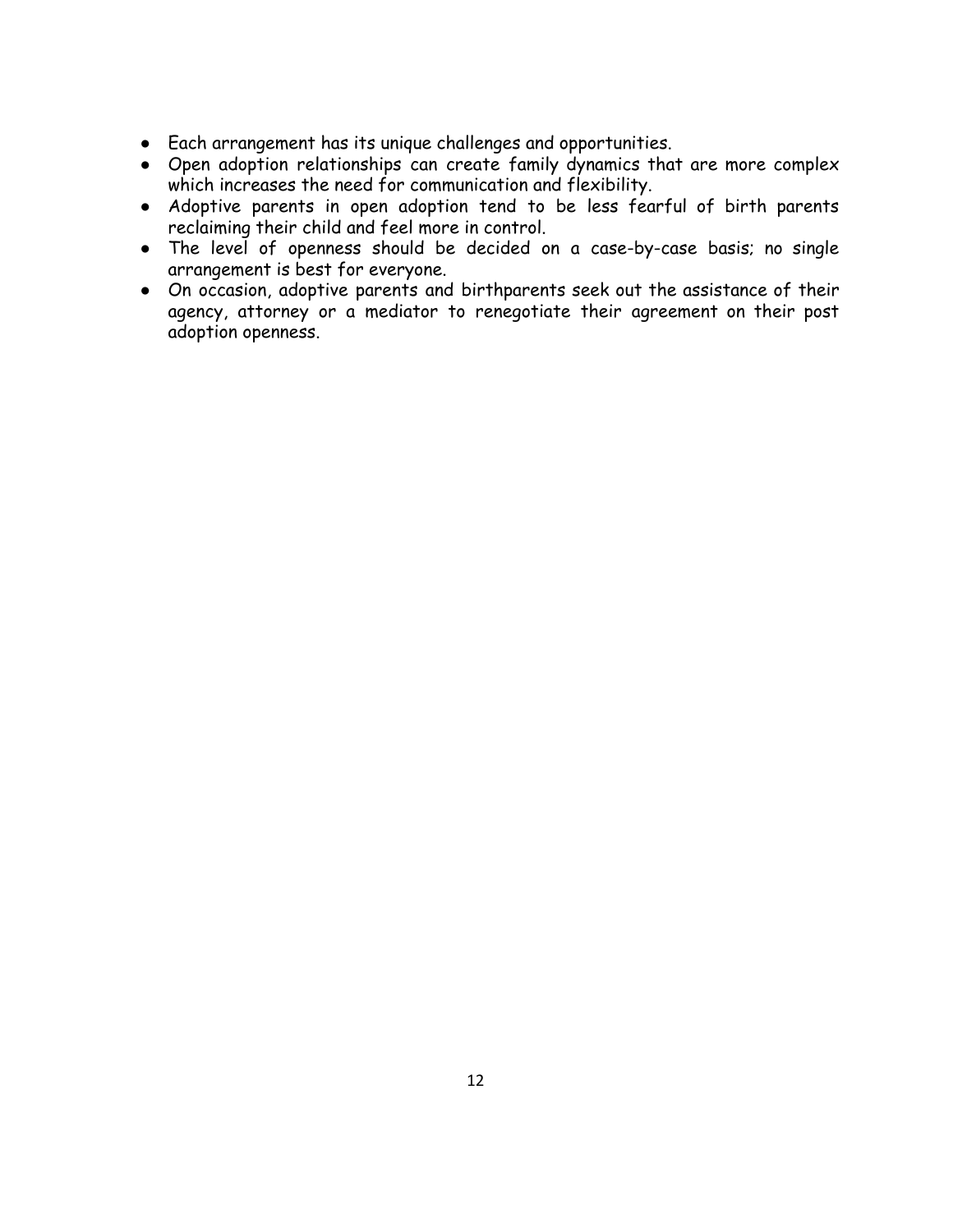- Each arrangement has its unique challenges and opportunities.
- Open adoption relationships can create family dynamics that are more complex which increases the need for communication and flexibility.
- Adoptive parents in open adoption tend to be less fearful of birth parents reclaiming their child and feel more in control.
- The level of openness should be decided on a case-by-case basis; no single arrangement is best for everyone.
- On occasion, adoptive parents and birthparents seek out the assistance of their agency, attorney or a mediator to renegotiate their agreement on their post adoption openness.